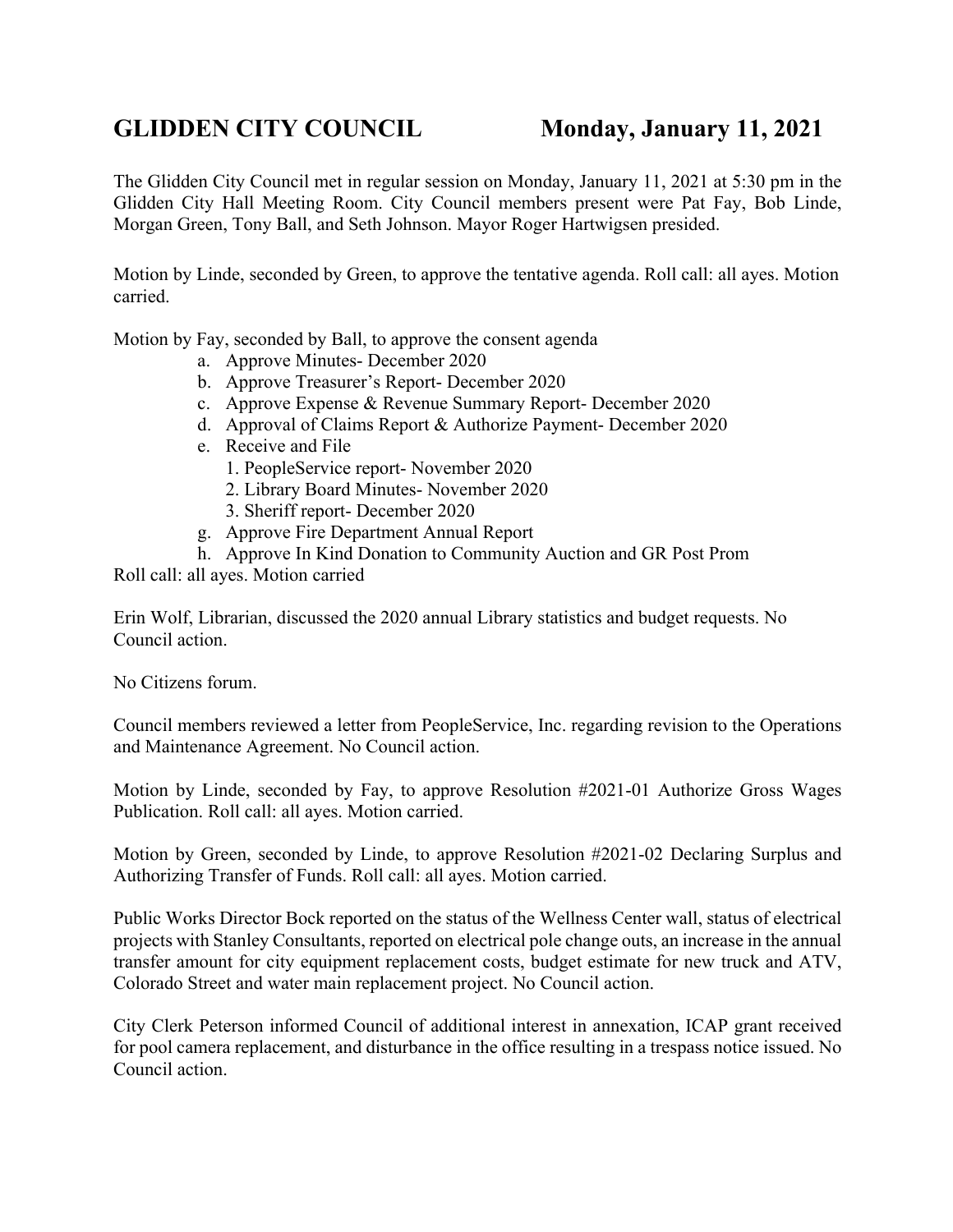# GLIDDEN CITY COUNCIL Monday, January 11, 2021

The Glidden City Council met in regular session on Monday, January 11, 2021 at 5:30 pm in the Glidden City Hall Meeting Room. City Council members present were Pat Fay, Bob Linde, Morgan Green, Tony Ball, and Seth Johnson. Mayor Roger Hartwigsen presided.

Motion by Linde, seconded by Green, to approve the tentative agenda. Roll call: all ayes. Motion carried.

Motion by Fay, seconded by Ball, to approve the consent agenda

a. Approve Minutes- December 2020
b. Approve Treasurer's Report- December 2020
c. Approve Expense & Revenue Summary Report- December 2020
d. Approval of Claims Report & Authorize Payment- December 2020
e. Receive and File
    1. PeopleService report- November 2020
    2. Library Board Minutes- November 2020
    3. Sheriff report- December 2020
g. Approve Fire Department Annual Report
h. Approve In Kind Donation to Community Auction and GR Post Prom

Roll call: all ayes. Motion carried

Erin Wolf, Librarian, discussed the 2020 annual Library statistics and budget requests. No Council action.

No Citizens forum.

Council members reviewed a letter from PeopleService, Inc. regarding revision to the Operations and Maintenance Agreement. No Council action.

Motion by Linde, seconded by Fay, to approve Resolution #2021-01 Authorize Gross Wages Publication. Roll call: all ayes. Motion carried.

Motion by Green, seconded by Linde, to approve Resolution #2021-02 Declaring Surplus and Authorizing Transfer of Funds. Roll call: all ayes. Motion carried.

Public Works Director Bock reported on the status of the Wellness Center wall, status of electrical projects with Stanley Consultants, reported on electrical pole change outs, an increase in the annual transfer amount for city equipment replacement costs, budget estimate for new truck and ATV, Colorado Street and water main replacement project. No Council action.

City Clerk Peterson informed Council of additional interest in annexation, ICAP grant received for pool camera replacement, and disturbance in the office resulting in a trespass notice issued. No Council action.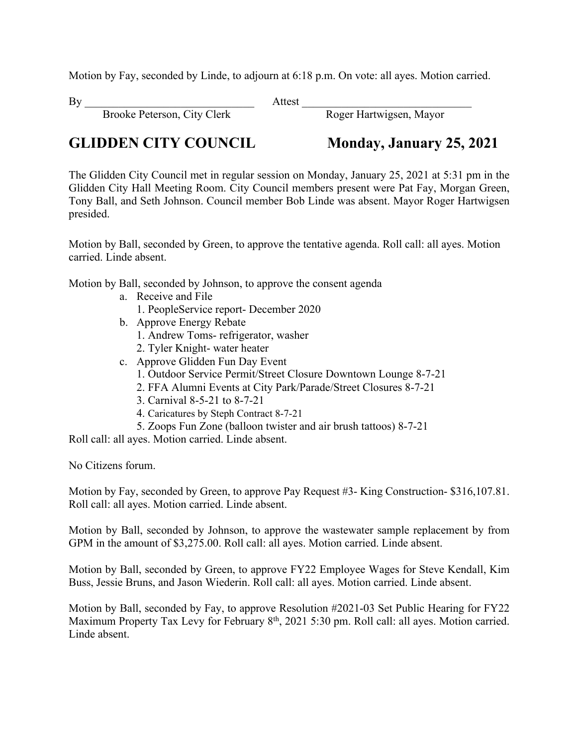Motion by Fay, seconded by Linde, to adjourn at 6:18 p.m. On vote: all ayes. Motion carried.

By ______________________________ Attest ______________________________
Brooke Peterson, City Clerk Roger Hartwigsen, Mayor

## GLIDDEN CITY COUNCIL Monday, January 25, 2021

The Glidden City Council met in regular session on Monday, January 25, 2021 at 5:31 pm in the Glidden City Hall Meeting Room. City Council members present were Pat Fay, Morgan Green, Tony Ball, and Seth Johnson. Council member Bob Linde was absent. Mayor Roger Hartwigsen presided.

Motion by Ball, seconded by Green, to approve the tentative agenda. Roll call: all ayes. Motion carried. Linde absent.

Motion by Ball, seconded by Johnson, to approve the consent agenda

a. Receive and File
   1. PeopleService report- December 2020
b. Approve Energy Rebate
   1. Andrew Toms- refrigerator, washer
   2. Tyler Knight- water heater
c. Approve Glidden Fun Day Event
   1. Outdoor Service Permit/Street Closure Downtown Lounge 8-7-21
   2. FFA Alumni Events at City Park/Parade/Street Closures 8-7-21
   3. Carnival 8-5-21 to 8-7-21
   4. Caricatures by Steph Contract 8-7-21
   5. Zoops Fun Zone (balloon twister and air brush tattoos) 8-7-21

Roll call: all ayes. Motion carried. Linde absent.

No Citizens forum.

Motion by Fay, seconded by Green, to approve Pay Request #3- King Construction- $316,107.81. Roll call: all ayes. Motion carried. Linde absent.

Motion by Ball, seconded by Johnson, to approve the wastewater sample replacement by from GPM in the amount of $3,275.00. Roll call: all ayes. Motion carried. Linde absent.

Motion by Ball, seconded by Green, to approve FY22 Employee Wages for Steve Kendall, Kim Buss, Jessie Bruns, and Jason Wiederin. Roll call: all ayes. Motion carried. Linde absent.

Motion by Ball, seconded by Fay, to approve Resolution #2021-03 Set Public Hearing for FY22 Maximum Property Tax Levy for February 8th, 2021 5:30 pm. Roll call: all ayes. Motion carried. Linde absent.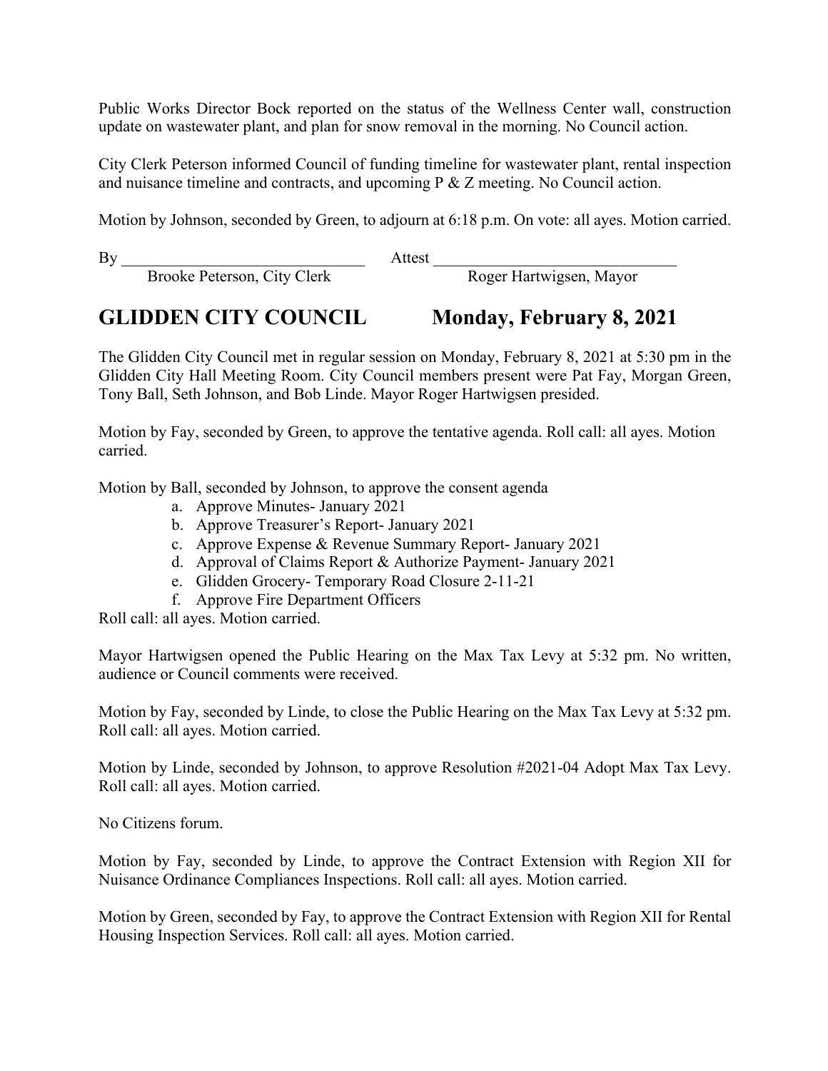Public Works Director Bock reported on the status of the Wellness Center wall, construction update on wastewater plant, and plan for snow removal in the morning. No Council action.

City Clerk Peterson informed Council of funding timeline for wastewater plant, rental inspection and nuisance timeline and contracts, and upcoming P & Z meeting. No Council action.

Motion by Johnson, seconded by Green, to adjourn at 6:18 p.m. On vote: all ayes. Motion carried.

By ______________________________ Attest ______________________________
Brooke Peterson, City Clerk Roger Hartwigsen, Mayor

## GLIDDEN CITY COUNCIL Monday, February 8, 2021

The Glidden City Council met in regular session on Monday, February 8, 2021 at 5:30 pm in the Glidden City Hall Meeting Room. City Council members present were Pat Fay, Morgan Green, Tony Ball, Seth Johnson, and Bob Linde. Mayor Roger Hartwigsen presided.

Motion by Fay, seconded by Green, to approve the tentative agenda. Roll call: all ayes. Motion carried.

Motion by Ball, seconded by Johnson, to approve the consent agenda

a. Approve Minutes- January 2021
b. Approve Treasurer's Report- January 2021
c. Approve Expense & Revenue Summary Report- January 2021
d. Approval of Claims Report & Authorize Payment- January 2021
e. Glidden Grocery- Temporary Road Closure 2-11-21
f. Approve Fire Department Officers

Roll call: all ayes. Motion carried.

Mayor Hartwigsen opened the Public Hearing on the Max Tax Levy at 5:32 pm. No written, audience or Council comments were received.

Motion by Fay, seconded by Linde, to close the Public Hearing on the Max Tax Levy at 5:32 pm. Roll call: all ayes. Motion carried.

Motion by Linde, seconded by Johnson, to approve Resolution #2021-04 Adopt Max Tax Levy. Roll call: all ayes. Motion carried.

No Citizens forum.

Motion by Fay, seconded by Linde, to approve the Contract Extension with Region XII for Nuisance Ordinance Compliances Inspections. Roll call: all ayes. Motion carried.

Motion by Green, seconded by Fay, to approve the Contract Extension with Region XII for Rental Housing Inspection Services. Roll call: all ayes. Motion carried.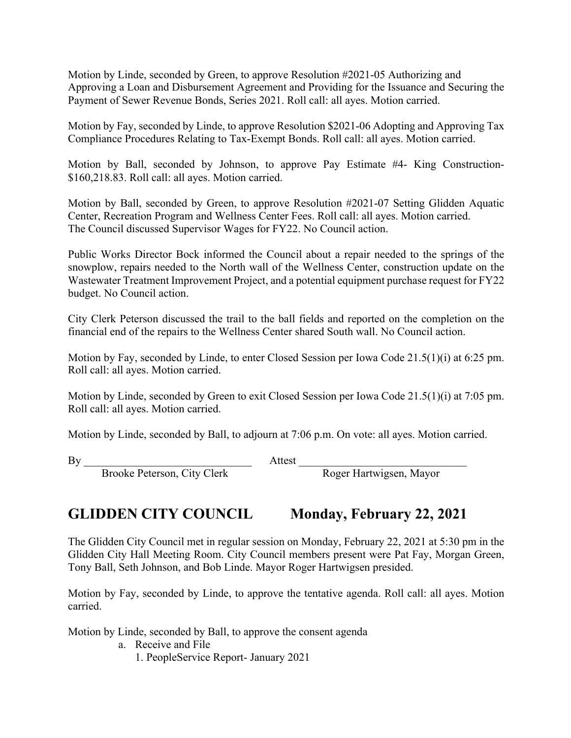Motion by Linde, seconded by Green, to approve Resolution #2021-05 Authorizing and Approving a Loan and Disbursement Agreement and Providing for the Issuance and Securing the Payment of Sewer Revenue Bonds, Series 2021. Roll call: all ayes. Motion carried.

Motion by Fay, seconded by Linde, to approve Resolution $2021-06 Adopting and Approving Tax Compliance Procedures Relating to Tax-Exempt Bonds. Roll call: all ayes. Motion carried.

Motion by Ball, seconded by Johnson, to approve Pay Estimate #4- King Construction- $160,218.83. Roll call: all ayes. Motion carried.

Motion by Ball, seconded by Green, to approve Resolution #2021-07 Setting Glidden Aquatic Center, Recreation Program and Wellness Center Fees. Roll call: all ayes. Motion carried.
The Council discussed Supervisor Wages for FY22. No Council action.

Public Works Director Bock informed the Council about a repair needed to the springs of the snowplow, repairs needed to the North wall of the Wellness Center, construction update on the Wastewater Treatment Improvement Project, and a potential equipment purchase request for FY22 budget. No Council action.

City Clerk Peterson discussed the trail to the ball fields and reported on the completion on the financial end of the repairs to the Wellness Center shared South wall. No Council action.

Motion by Fay, seconded by Linde, to enter Closed Session per Iowa Code 21.5(1)(i) at 6:25 pm. Roll call: all ayes. Motion carried.

Motion by Linde, seconded by Green to exit Closed Session per Iowa Code 21.5(1)(i) at 7:05 pm. Roll call: all ayes. Motion carried.

Motion by Linde, seconded by Ball, to adjourn at 7:06 p.m. On vote: all ayes. Motion carried.

By ______________________________ Attest ______________________________
Brooke Peterson, City Clerk Roger Hartwigsen, Mayor

## GLIDDEN CITY COUNCIL Monday, February 22, 2021

The Glidden City Council met in regular session on Monday, February 22, 2021 at 5:30 pm in the Glidden City Hall Meeting Room. City Council members present were Pat Fay, Morgan Green, Tony Ball, Seth Johnson, and Bob Linde. Mayor Roger Hartwigsen presided.

Motion by Fay, seconded by Linde, to approve the tentative agenda. Roll call: all ayes. Motion carried.

Motion by Linde, seconded by Ball, to approve the consent agenda

a. Receive and File
   1. PeopleService Report- January 2021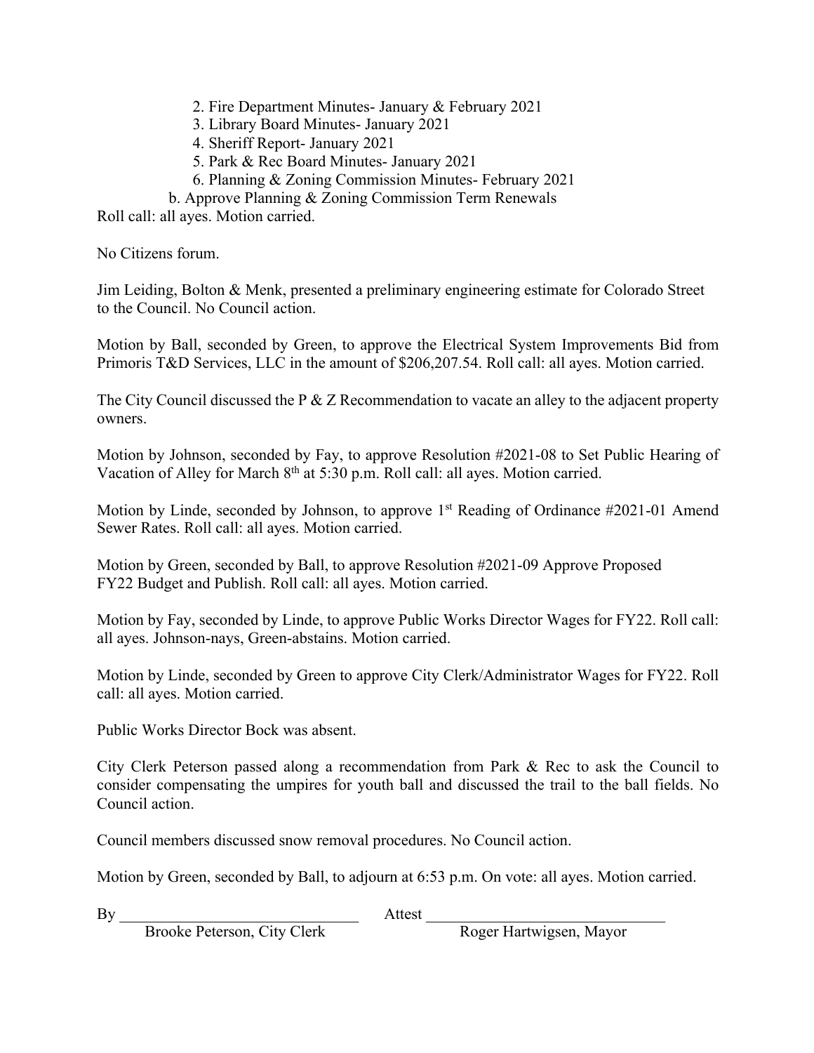2. Fire Department Minutes- January & February 2021
3. Library Board Minutes- January 2021
4. Sheriff Report- January 2021
5. Park & Rec Board Minutes- January 2021
6. Planning & Zoning Commission Minutes- February 2021

b. Approve Planning & Zoning Commission Term Renewals

Roll call: all ayes. Motion carried.

No Citizens forum.

Jim Leiding, Bolton & Menk, presented a preliminary engineering estimate for Colorado Street to the Council. No Council action.

Motion by Ball, seconded by Green, to approve the Electrical System Improvements Bid from Primoris T&D Services, LLC in the amount of $206,207.54. Roll call: all ayes. Motion carried.

The City Council discussed the P & Z Recommendation to vacate an alley to the adjacent property owners.

Motion by Johnson, seconded by Fay, to approve Resolution #2021-08 to Set Public Hearing of Vacation of Alley for March 8th at 5:30 p.m. Roll call: all ayes. Motion carried.

Motion by Linde, seconded by Johnson, to approve 1st Reading of Ordinance #2021-01 Amend Sewer Rates. Roll call: all ayes. Motion carried.

Motion by Green, seconded by Ball, to approve Resolution #2021-09 Approve Proposed FY22 Budget and Publish. Roll call: all ayes. Motion carried.

Motion by Fay, seconded by Linde, to approve Public Works Director Wages for FY22. Roll call: all ayes. Johnson-nays, Green-abstains. Motion carried.

Motion by Linde, seconded by Green to approve City Clerk/Administrator Wages for FY22. Roll call: all ayes. Motion carried.

Public Works Director Bock was absent.

City Clerk Peterson passed along a recommendation from Park & Rec to ask the Council to consider compensating the umpires for youth ball and discussed the trail to the ball fields. No Council action.

Council members discussed snow removal procedures. No Council action.

Motion by Green, seconded by Ball, to adjourn at 6:53 p.m. On vote: all ayes. Motion carried.

By ______________________________ Attest ______________________________

Brooke Peterson, City Clerk Roger Hartwigsen, Mayor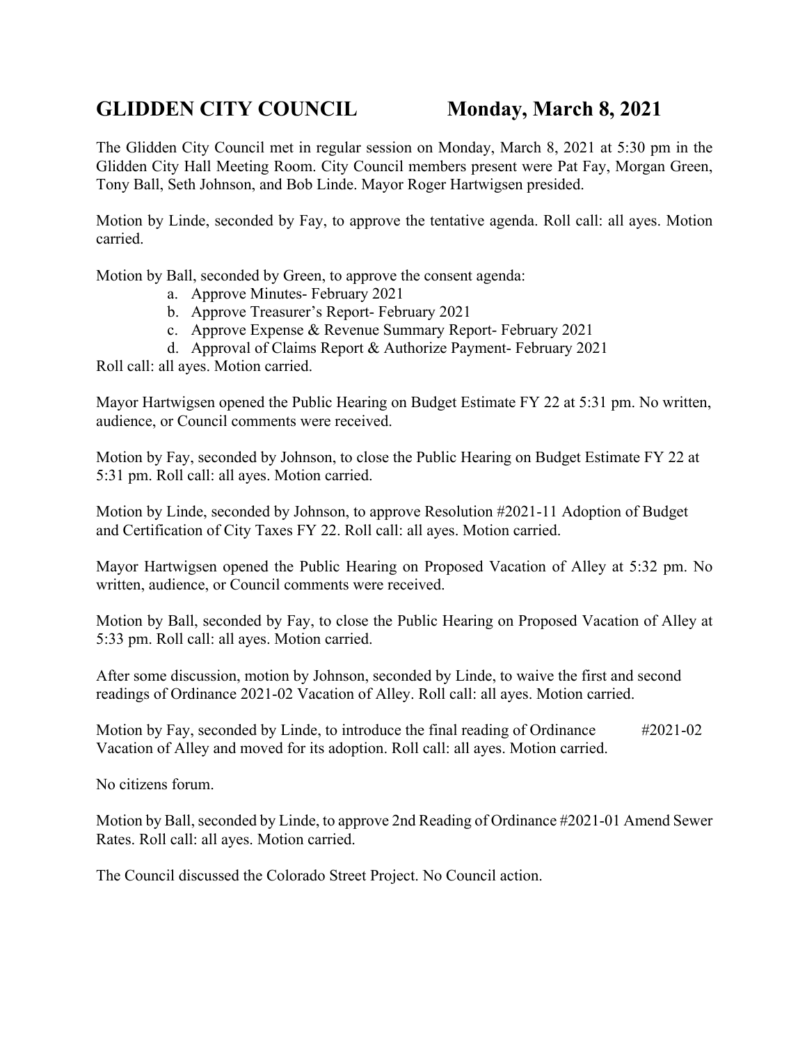# GLIDDEN CITY COUNCIL Monday, March 8, 2021

The Glidden City Council met in regular session on Monday, March 8, 2021 at 5:30 pm in the Glidden City Hall Meeting Room. City Council members present were Pat Fay, Morgan Green, Tony Ball, Seth Johnson, and Bob Linde. Mayor Roger Hartwigsen presided.

Motion by Linde, seconded by Fay, to approve the tentative agenda. Roll call: all ayes. Motion carried.

Motion by Ball, seconded by Green, to approve the consent agenda:

a. Approve Minutes- February 2021
b. Approve Treasurer's Report- February 2021
c. Approve Expense & Revenue Summary Report- February 2021
d. Approval of Claims Report & Authorize Payment- February 2021

Roll call: all ayes. Motion carried.

Mayor Hartwigsen opened the Public Hearing on Budget Estimate FY 22 at 5:31 pm. No written, audience, or Council comments were received.

Motion by Fay, seconded by Johnson, to close the Public Hearing on Budget Estimate FY 22 at 5:31 pm. Roll call: all ayes. Motion carried.

Motion by Linde, seconded by Johnson, to approve Resolution #2021-11 Adoption of Budget and Certification of City Taxes FY 22. Roll call: all ayes. Motion carried.

Mayor Hartwigsen opened the Public Hearing on Proposed Vacation of Alley at 5:32 pm. No written, audience, or Council comments were received.

Motion by Ball, seconded by Fay, to close the Public Hearing on Proposed Vacation of Alley at 5:33 pm. Roll call: all ayes. Motion carried.

After some discussion, motion by Johnson, seconded by Linde, to waive the first and second readings of Ordinance 2021-02 Vacation of Alley. Roll call: all ayes. Motion carried.

Motion by Fay, seconded by Linde, to introduce the final reading of Ordinance #2021-02 Vacation of Alley and moved for its adoption. Roll call: all ayes. Motion carried.

No citizens forum.

Motion by Ball, seconded by Linde, to approve 2nd Reading of Ordinance #2021-01 Amend Sewer Rates. Roll call: all ayes. Motion carried.

The Council discussed the Colorado Street Project. No Council action.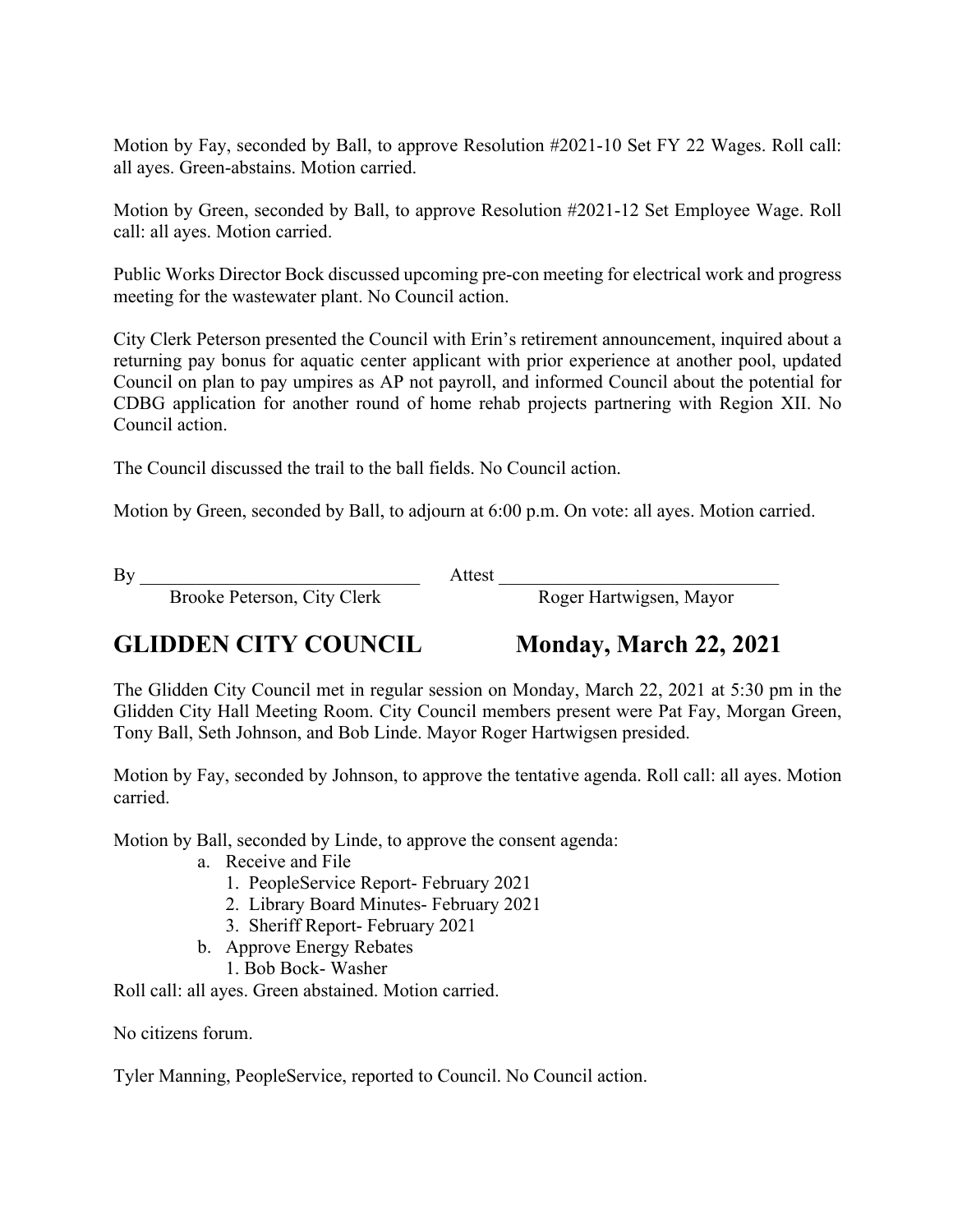Motion by Fay, seconded by Ball, to approve Resolution #2021-10 Set FY 22 Wages. Roll call: all ayes. Green-abstains. Motion carried.

Motion by Green, seconded by Ball, to approve Resolution #2021-12 Set Employee Wage. Roll call: all ayes. Motion carried.

Public Works Director Bock discussed upcoming pre-con meeting for electrical work and progress meeting for the wastewater plant. No Council action.

City Clerk Peterson presented the Council with Erin's retirement announcement, inquired about a returning pay bonus for aquatic center applicant with prior experience at another pool, updated Council on plan to pay umpires as AP not payroll, and informed Council about the potential for CDBG application for another round of home rehab projects partnering with Region XII. No Council action.

The Council discussed the trail to the ball fields. No Council action.

Motion by Green, seconded by Ball, to adjourn at 6:00 p.m. On vote: all ayes. Motion carried.

By ______________________________ Attest ______________________________

Brooke Peterson, City Clerk Roger Hartwigsen, Mayor

## GLIDDEN CITY COUNCIL Monday, March 22, 2021

The Glidden City Council met in regular session on Monday, March 22, 2021 at 5:30 pm in the Glidden City Hall Meeting Room. City Council members present were Pat Fay, Morgan Green, Tony Ball, Seth Johnson, and Bob Linde. Mayor Roger Hartwigsen presided.

Motion by Fay, seconded by Johnson, to approve the tentative agenda. Roll call: all ayes. Motion carried.

Motion by Ball, seconded by Linde, to approve the consent agenda:

- a. Receive and File
  1. PeopleService Report- February 2021
  2. Library Board Minutes- February 2021
  3. Sheriff Report- February 2021
- b. Approve Energy Rebates
  1. Bob Bock- Washer

Roll call: all ayes. Green abstained. Motion carried.

No citizens forum.

Tyler Manning, PeopleService, reported to Council. No Council action.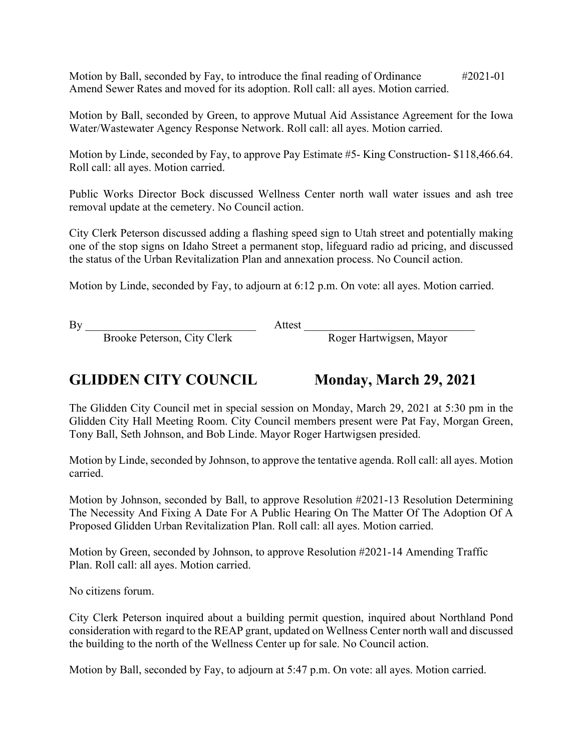Motion by Ball, seconded by Fay, to introduce the final reading of Ordinance #2021-01 Amend Sewer Rates and moved for its adoption. Roll call: all ayes. Motion carried.

Motion by Ball, seconded by Green, to approve Mutual Aid Assistance Agreement for the Iowa Water/Wastewater Agency Response Network. Roll call: all ayes. Motion carried.

Motion by Linde, seconded by Fay, to approve Pay Estimate #5- King Construction- $118,466.64. Roll call: all ayes. Motion carried.

Public Works Director Bock discussed Wellness Center north wall water issues and ash tree removal update at the cemetery. No Council action.

City Clerk Peterson discussed adding a flashing speed sign to Utah street and potentially making one of the stop signs on Idaho Street a permanent stop, lifeguard radio ad pricing, and discussed the status of the Urban Revitalization Plan and annexation process. No Council action.

Motion by Linde, seconded by Fay, to adjourn at 6:12 p.m. On vote: all ayes. Motion carried.

By ______________________________ Attest ______________________________
Brooke Peterson, City Clerk Roger Hartwigsen, Mayor

## GLIDDEN CITY COUNCIL Monday, March 29, 2021

The Glidden City Council met in special session on Monday, March 29, 2021 at 5:30 pm in the Glidden City Hall Meeting Room. City Council members present were Pat Fay, Morgan Green, Tony Ball, Seth Johnson, and Bob Linde. Mayor Roger Hartwigsen presided.

Motion by Linde, seconded by Johnson, to approve the tentative agenda. Roll call: all ayes. Motion carried.

Motion by Johnson, seconded by Ball, to approve Resolution #2021-13 Resolution Determining The Necessity And Fixing A Date For A Public Hearing On The Matter Of The Adoption Of A Proposed Glidden Urban Revitalization Plan. Roll call: all ayes. Motion carried.

Motion by Green, seconded by Johnson, to approve Resolution #2021-14 Amending Traffic Plan. Roll call: all ayes. Motion carried.

No citizens forum.

City Clerk Peterson inquired about a building permit question, inquired about Northland Pond consideration with regard to the REAP grant, updated on Wellness Center north wall and discussed the building to the north of the Wellness Center up for sale. No Council action.

Motion by Ball, seconded by Fay, to adjourn at 5:47 p.m. On vote: all ayes. Motion carried.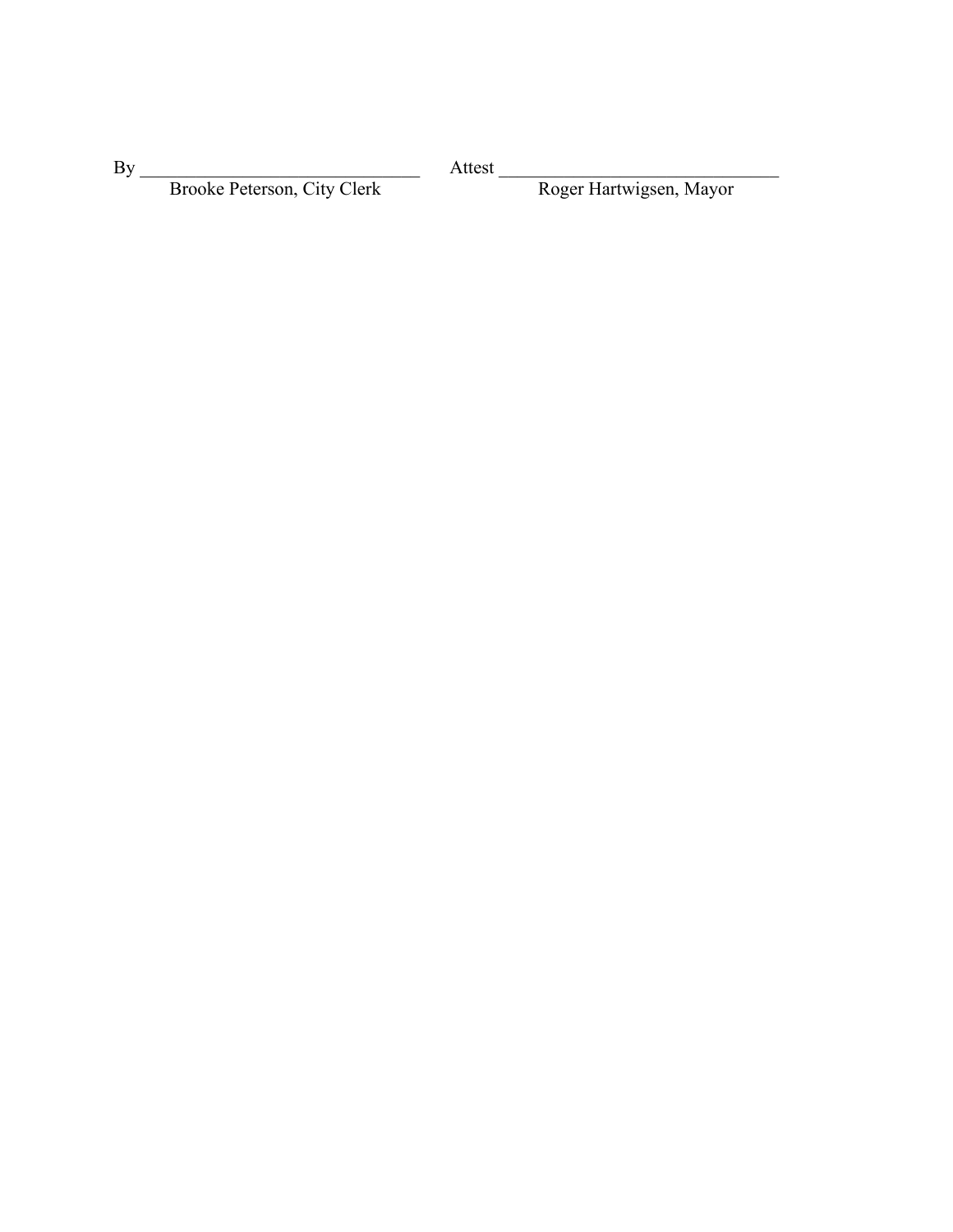By ______________________________ Attest ______________________________

Brooke Peterson, City Clerk Roger Hartwigsen, Mayor